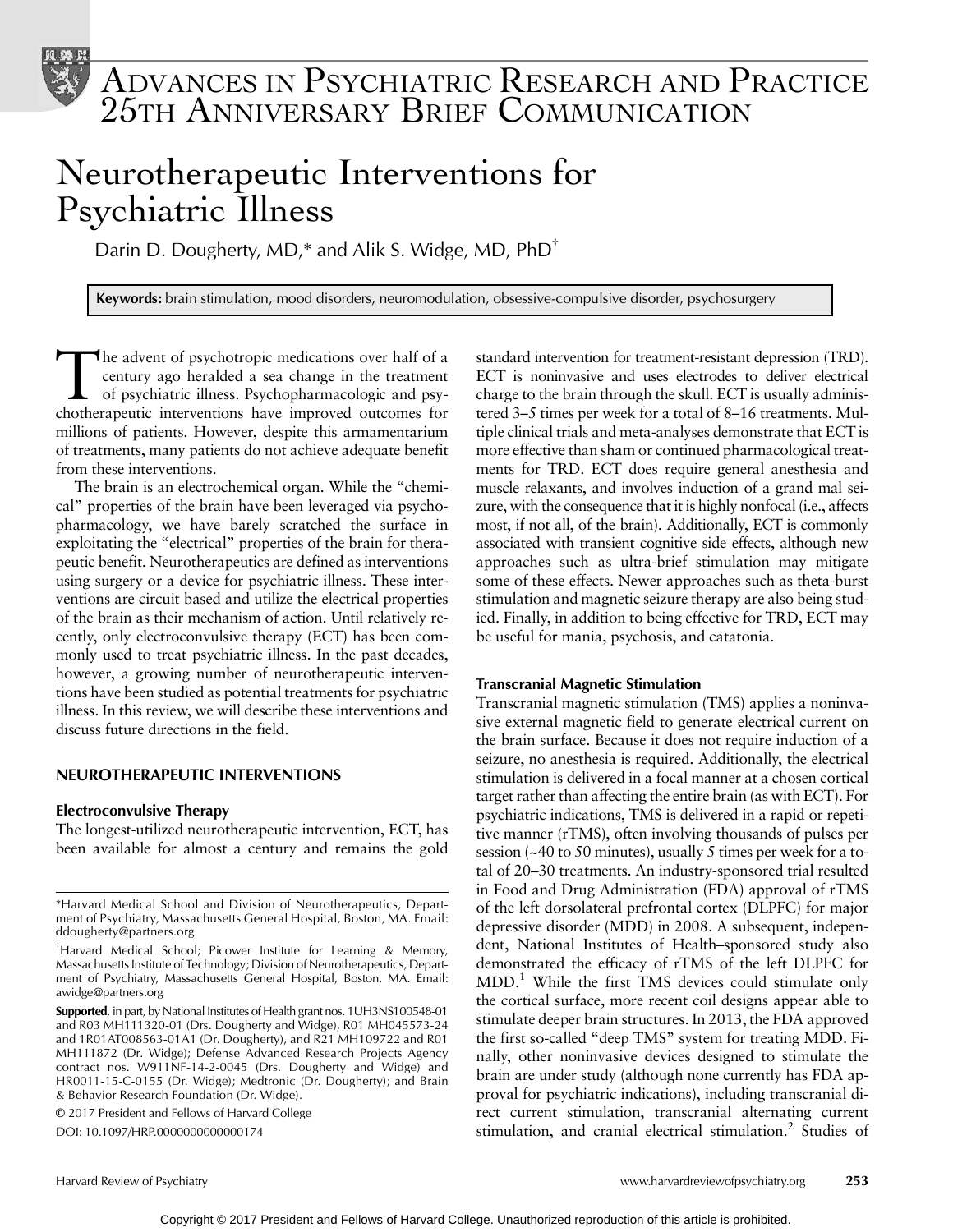# Advances in Psychiatric Research and Practice 25th Anniversary Brief Communication

# Neurotherapeutic Interventions for Psychiatric Illness

Darin D. Dougherty, MD,* and Alik S. Widge, MD, PhD†

**Keywords:** brain stimulation, mood disorders, neuromodulation, obsessive-compulsive disorder, psychosurgery

The advent of psychotropic medications over half of a century ago heralded a sea change in the treatment of psychiatric illness. Psychopharmacologic and psychotherapeutic interventions have improved outcomes for millions of patients. However, despite this armamentarium of treatments, many patients do not achieve adequate benefit from these interventions.

The brain is an electrochemical organ. While the "chemical" properties of the brain have been leveraged via psychopharmacology, we have barely scratched the surface in exploiting the "electrical" properties of the brain for therapeutic benefit. Neurotherapeutics are defined as interventions using surgery or a device for psychiatric illness. These interventions are circuit based and utilize the electrical properties of the brain as their mechanism of action. Until relatively recently, only electroconvulsive therapy (ECT) has been commonly used to treat psychiatric illness. In the past decades, however, a growing number of neurotherapeutic interventions have been studied as potential treatments for psychiatric illness. In this review, we will describe these interventions and discuss future directions in the field.

## NEUROTHERAPEUTIC INTERVENTIONS

### Electroconvulsive Therapy

The longest-utilized neurotherapeutic intervention, ECT, has been available for almost a century and remains the gold standard intervention for treatment-resistant depression (TRD). ECT is noninvasive and uses electrodes to deliver electrical charge to the brain through the skull. ECT is usually administered 3–5 times per week for a total of 8–16 treatments. Multiple clinical trials and meta-analyses demonstrate that ECT is more effective than sham or continued pharmacological treatments for TRD. ECT does require general anesthesia and muscle relaxants, and involves induction of a grand mal seizure, with the consequence that it is highly nonfocal (i.e., affects most, if not all, of the brain). Additionally, ECT is commonly associated with transient cognitive side effects, although new approaches such as ultra-brief stimulation may mitigate some of these effects. Newer approaches such as theta-burst stimulation and magnetic seizure therapy are also being studied. Finally, in addition to being effective for TRD, ECT may be useful for mania, psychosis, and catatonia.

### Transcranial Magnetic Stimulation

Transcranial magnetic stimulation (TMS) applies a noninvasive external magnetic field to generate electrical current on the brain surface. Because it does not require induction of a seizure, no anesthesia is required. Additionally, the electrical stimulation is delivered in a focal manner at a chosen cortical target rather than affecting the entire brain (as with ECT). For psychiatric indications, TMS is delivered in a rapid or repetitive manner (rTMS), often involving thousands of pulses per session (~40 to 50 minutes), usually 5 times per week for a total of 20–30 treatments. An industry-sponsored trial resulted in Food and Drug Administration (FDA) approval of rTMS of the left dorsolateral prefrontal cortex (DLPFC) for major depressive disorder (MDD) in 2008. A subsequent, independent, National Institutes of Health–sponsored study also demonstrated the efficacy of rTMS of the left DLPFC for MDD.[1] While the first TMS devices could stimulate only the cortical surface, more recent coil designs appear able to stimulate deeper brain structures. In 2013, the FDA approved the first so-called "deep TMS" system for treating MDD. Finally, other noninvasive devices designed to stimulate the brain are under study (although none currently has FDA approval for psychiatric indications), including transcranial direct current stimulation, transcranial alternating current stimulation, and cranial electrical stimulation.[2] Studies of

---

*Harvard Medical School and Division of Neurotherapeutics, Department of Psychiatry, Massachusetts General Hospital, Boston, MA. Email: ddougherty@partners.org

†Harvard Medical School; Picower Institute for Learning & Memory, Massachusetts Institute of Technology; Division of Neurotherapeutics, Department of Psychiatry, Massachusetts General Hospital, Boston, MA. Email: awidge@partners.org

**Supported**, in part, by National Institutes of Health grant nos. 1UH3NS100548-01 and R03 MH111320-01 (Drs. Dougherty and Widge), R01 MH045573-24 and 1R01AT008563-01A1 (Dr. Dougherty), and R21 MH109722 and R01 MH111872 (Dr. Widge); Defense Advanced Research Projects Agency contract nos. W911NF-14-2-0045 (Drs. Dougherty and Widge) and HR0011-15-C-0155 (Dr. Widge); Medtronic (Dr. Dougherty); and Brain & Behavior Research Foundation (Dr. Widge).

© 2017 President and Fellows of Harvard College

DOI: 10.1097/HRP.0000000000000174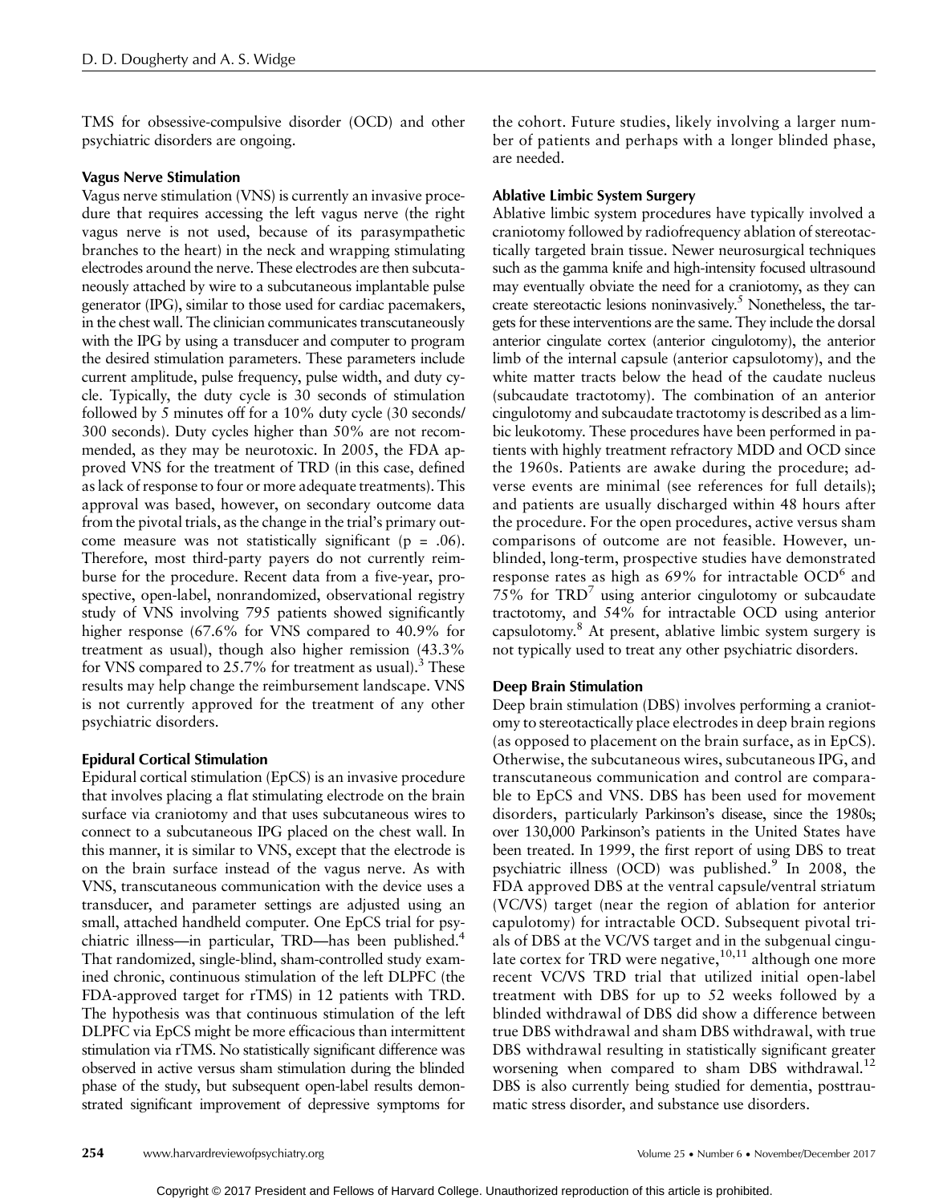TMS for obsessive-compulsive disorder (OCD) and other psychiatric disorders are ongoing.

### Vagus Nerve Stimulation

Vagus nerve stimulation (VNS) is currently an invasive procedure that requires accessing the left vagus nerve (the right vagus nerve is not used, because of its parasympathetic branches to the heart) in the neck and wrapping stimulating electrodes around the nerve. These electrodes are then subcutaneously attached by wire to a subcutaneous implantable pulse generator (IPG), similar to those used for cardiac pacemakers, in the chest wall. The clinician communicates transcutaneously with the IPG by using a transducer and computer to program the desired stimulation parameters. These parameters include current amplitude, pulse frequency, pulse width, and duty cycle. Typically, the duty cycle is 30 seconds of stimulation followed by 5 minutes off for a 10% duty cycle (30 seconds/ 300 seconds). Duty cycles higher than 50% are not recommended, as they may be neurotoxic. In 2005, the FDA approved VNS for the treatment of TRD (in this case, defined as lack of response to four or more adequate treatments). This approval was based, however, on secondary outcome data from the pivotal trials, as the change in the trial's primary outcome measure was not statistically significant ($p = .06$). Therefore, most third-party payers do not currently reimburse for the procedure. Recent data from a five-year, prospective, open-label, nonrandomized, observational registry study of VNS involving 795 patients showed significantly higher response (67.6% for VNS compared to 40.9% for treatment as usual), though also higher remission (43.3% for VNS compared to 25.7% for treatment as usual).[3] These results may help change the reimbursement landscape. VNS is not currently approved for the treatment of any other psychiatric disorders.

### Epidural Cortical Stimulation

Epidural cortical stimulation (EpCS) is an invasive procedure that involves placing a flat stimulating electrode on the brain surface via craniotomy and that uses subcutaneous wires to connect to a subcutaneous IPG placed on the chest wall. In this manner, it is similar to VNS, except that the electrode is on the brain surface instead of the vagus nerve. As with VNS, transcutaneous communication with the device uses a transducer, and parameter settings are adjusted using an small, attached handheld computer. One EpCS trial for psychiatric illness—in particular, TRD—has been published.[4] That randomized, single-blind, sham-controlled study examined chronic, continuous stimulation of the left DLPFC (the FDA-approved target for rTMS) in 12 patients with TRD. The hypothesis was that continuous stimulation of the left DLPFC via EpCS might be more efficacious than intermittent stimulation via rTMS. No statistically significant difference was observed in active versus sham stimulation during the blinded phase of the study, but subsequent open-label results demonstrated significant improvement of depressive symptoms for the cohort. Future studies, likely involving a larger number of patients and perhaps with a longer blinded phase, are needed.

### Ablative Limbic System Surgery

Ablative limbic system procedures have typically involved a craniotomy followed by radiofrequency ablation of stereotactically targeted brain tissue. Newer neurosurgical techniques such as the gamma knife and high-intensity focused ultrasound may eventually obviate the need for a craniotomy, as they can create stereotactic lesions noninvasively.[5] Nonetheless, the targets for these interventions are the same. They include the dorsal anterior cingulate cortex (anterior cingulotomy), the anterior limb of the internal capsule (anterior capsulotomy), and the white matter tracts below the head of the caudate nucleus (subcaudate tractotomy). The combination of an anterior cingulotomy and subcaudate tractotomy is described as a limbic leukotomy. These procedures have been performed in patients with highly treatment refractory MDD and OCD since the 1960s. Patients are awake during the procedure; adverse events are minimal (see references for full details); and patients are usually discharged within 48 hours after the procedure. For the open procedures, active versus sham comparisons of outcome are not feasible. However, unblinded, long-term, prospective studies have demonstrated response rates as high as 69% for intractable OCD[6] and 75% for TRD[7] using anterior cingulotomy or subcaudate tractotomy, and 54% for intractable OCD using anterior capsulotomy.[8] At present, ablative limbic system surgery is not typically used to treat any other psychiatric disorders.

### Deep Brain Stimulation

Deep brain stimulation (DBS) involves performing a craniotomy to stereotactically place electrodes in deep brain regions (as opposed to placement on the brain surface, as in EpCS). Otherwise, the subcutaneous wires, subcutaneous IPG, and transcutaneous communication and control are comparable to EpCS and VNS. DBS has been used for movement disorders, particularly Parkinson's disease, since the 1980s; over 130,000 Parkinson's patients in the United States have been treated. In 1999, the first report of using DBS to treat psychiatric illness (OCD) was published.[9] In 2008, the FDA approved DBS at the ventral capsule/ventral striatum (VC/VS) target (near the region of ablation for anterior capulotomy) for intractable OCD. Subsequent pivotal trials of DBS at the VC/VS target and in the subgenual cingulate cortex for TRD were negative,[10,11] although one more recent VC/VS TRD trial that utilized initial open-label treatment with DBS for up to 52 weeks followed by a blinded withdrawal of DBS did show a difference between true DBS withdrawal and sham DBS withdrawal, with true DBS withdrawal resulting in statistically significant greater worsening when compared to sham DBS withdrawal.[12] DBS is also currently being studied for dementia, posttraumatic stress disorder, and substance use disorders.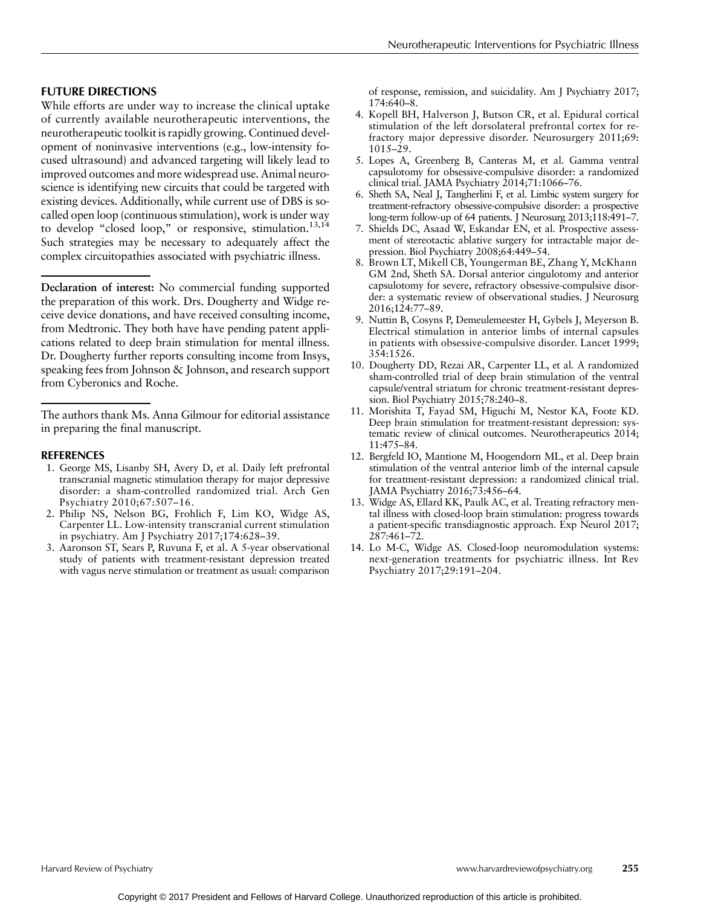## FUTURE DIRECTIONS

While efforts are under way to increase the clinical uptake of currently available neurotherapeutic interventions, the neurotherapeutic toolkit is rapidly growing. Continued development of noninvasive interventions (e.g., low-intensity focused ultrasound) and advanced targeting will likely lead to improved outcomes and more widespread use. Animal neuroscience is identifying new circuits that could be targeted with existing devices. Additionally, while current use of DBS is so-called open loop (continuous stimulation), work is under way to develop "closed loop," or responsive, stimulation.[13,14] Such strategies may be necessary to adequately affect the complex circuitopathies associated with psychiatric illness.

---

**Declaration of interest:** No commercial funding supported the preparation of this work. Drs. Dougherty and Widge receive device donations, and have received consulting income, from Medtronic. They both have have pending patent applications related to deep brain stimulation for mental illness. Dr. Dougherty further reports consulting income from Insys, speaking fees from Johnson & Johnson, and research support from Cyberonics and Roche.

---

The authors thank Ms. Anna Gilmour for editorial assistance in preparing the final manuscript.

## REFERENCES

1. George MS, Lisanby SH, Avery D, et al. Daily left prefrontal transcranial magnetic stimulation therapy for major depressive disorder: a sham-controlled randomized trial. Arch Gen Psychiatry 2010;67:507–16.
2. Philip NS, Nelson BG, Frohlich F, Lim KO, Widge AS, Carpenter LL. Low-intensity transcranial current stimulation in psychiatry. Am J Psychiatry 2017;174:628–39.
3. Aaronson ST, Sears P, Ruvuna F, et al. A 5-year observational study of patients with treatment-resistant depression treated with vagus nerve stimulation or treatment as usual: comparison of response, remission, and suicidality. Am J Psychiatry 2017; 174:640–8.
4. Kopell BH, Halverson J, Butson CR, et al. Epidural cortical stimulation of the left dorsolateral prefrontal cortex for refractory major depressive disorder. Neurosurgery 2011;69: 1015–29.
5. Lopes A, Greenberg B, Canteras M, et al. Gamma ventral capsulotomy for obsessive-compulsive disorder: a randomized clinical trial. JAMA Psychiatry 2014;71:1066–76.
6. Sheth SA, Neal J, Tangherlini F, et al. Limbic system surgery for treatment-refractory obsessive-compulsive disorder: a prospective long-term follow-up of 64 patients. J Neurosurg 2013;118:491–7.
7. Shields DC, Asaad W, Eskandar EN, et al. Prospective assessment of stereotactic ablative surgery for intractable major depression. Biol Psychiatry 2008;64:449–54.
8. Brown LT, Mikell CB, Youngerman BE, Zhang Y, McKhann GM 2nd, Sheth SA. Dorsal anterior cingulotomy and anterior capsulotomy for severe, refractory obsessive-compulsive disorder: a systematic review of observational studies. J Neurosurg 2016;124:77–89.
9. Nuttin B, Cosyns P, Demeulemeester H, Gybels J, Meyerson B. Electrical stimulation in anterior limbs of internal capsules in patients with obsessive-compulsive disorder. Lancet 1999; 354:1526.
10. Dougherty DD, Rezai AR, Carpenter LL, et al. A randomized sham-controlled trial of deep brain stimulation of the ventral capsule/ventral striatum for chronic treatment-resistant depression. Biol Psychiatry 2015;78:240–8.
11. Morishita T, Fayad SM, Higuchi M, Nestor KA, Foote KD. Deep brain stimulation for treatment-resistant depression: systematic review of clinical outcomes. Neurotherapeutics 2014; 11:475–84.
12. Bergfeld IO, Mantione M, Hoogendorn ML, et al. Deep brain stimulation of the ventral anterior limb of the internal capsule for treatment-resistant depression: a randomized clinical trial. JAMA Psychiatry 2016;73:456–64.
13. Widge AS, Ellard KK, Paulk AC, et al. Treating refractory mental illness with closed-loop brain stimulation: progress towards a patient-specific transdiagnostic approach. Exp Neurol 2017; 287:461–72.
14. Lo M-C, Widge AS. Closed-loop neuromodulation systems: next-generation treatments for psychiatric illness. Int Rev Psychiatry 2017;29:191–204.